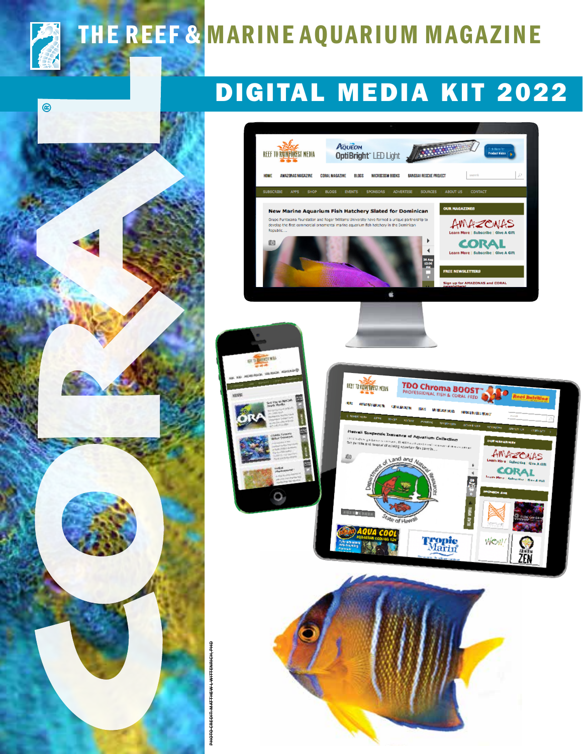# THE REEF & MARINE AQUARIUM MAGAZINE

# CORAL

## DIGITAL MEDIA KIT 2022

PHOTO CREDIT: MATTHEW L WITTENRICH, PHD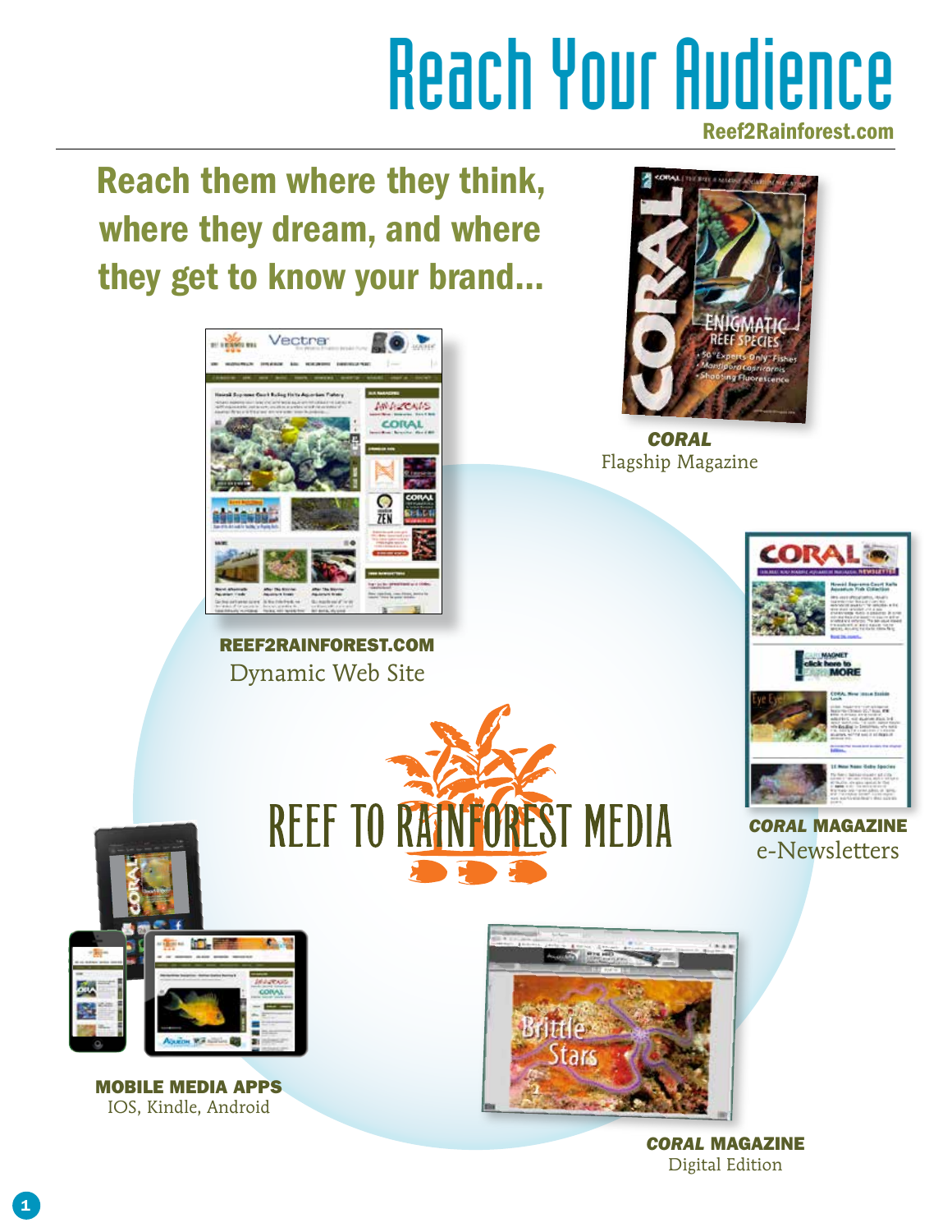# Reach Your Audience

Reef2Rainforest.com

## Reach them where they think, where they dream, and where they get to know your brand...

***CORAL***
Flagship Magazine

**REEF2RAINFOREST.COM**
Dynamic Web Site

REEF TO RAINFOREST MEDIA

***CORAL* MAGAZINE**
e-Newsletters

**MOBILE MEDIA APPS**
IOS, Kindle, Android

***CORAL* MAGAZINE**
Digital Edition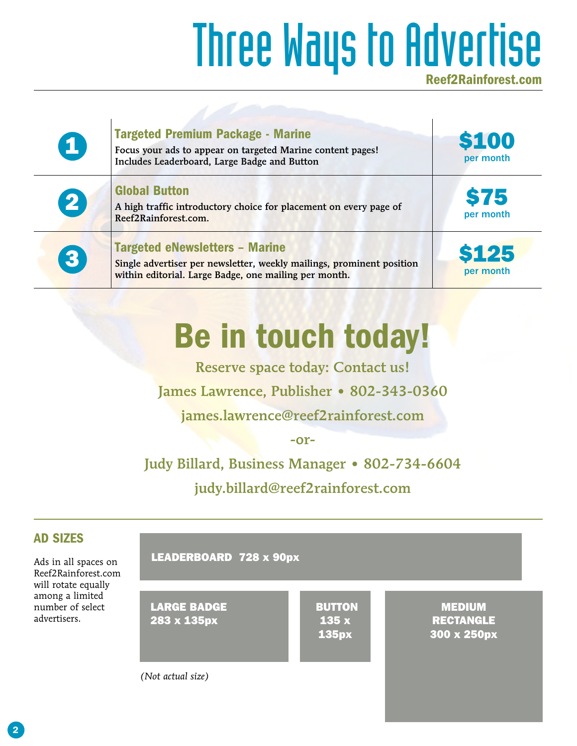# Three Ways to Advertise

**Reef2Rainforest.com**

| # | Package | Price |
|---|---|---|
| 1 | **Targeted Premium Package - Marine**<br>Focus your ads to appear on targeted Marine content pages! Includes Leaderboard, Large Badge and Button | **$100** per month |
| 2 | **Global Button**<br>A high traffic introductory choice for placement on every page of Reef2Rainforest.com. | **$75** per month |
| 3 | **Targeted eNewsletters – Marine**<br>Single advertiser per newsletter, weekly mailings, prominent position within editorial. Large Badge, one mailing per month. | **$125** per month |

## Be in touch today!

Reserve space today: Contact us!

James Lawrence, Publisher • 802-343-0360

james.lawrence@reef2rainforest.com

-or-

Judy Billard, Business Manager • 802-734-6604

judy.billard@reef2rainforest.com

### AD SIZES

Ads in all spaces on Reef2Rainforest.com will rotate equally among a limited number of select advertisers.

- **LEADERBOARD** 728 x 90px
- **LARGE BADGE** 283 x 135px
- **BUTTON** 135 x 135px
- **MEDIUM RECTANGLE** 300 x 250px

*(Not actual size)*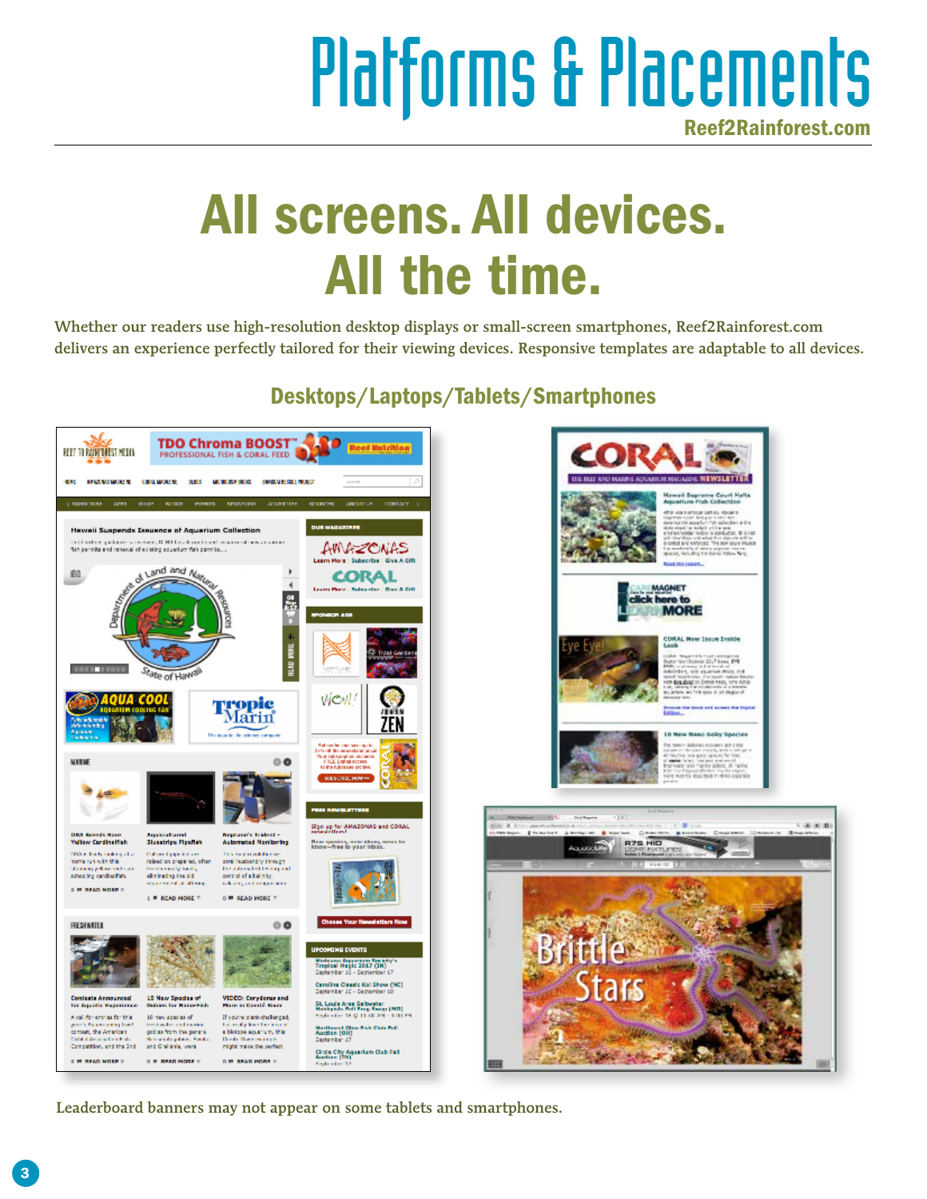# Platforms & Placements

**Reef2Rainforest.com**

## All screens. All devices. All the time.

Whether our readers use high-resolution desktop displays or small-screen smartphones, Reef2Rainforest.com delivers an experience perfectly tailored for their viewing devices. Responsive templates are adaptable to all devices.

### Desktops/Laptops/Tablets/Smartphones

Leaderboard banners may not appear on some tablets and smartphones.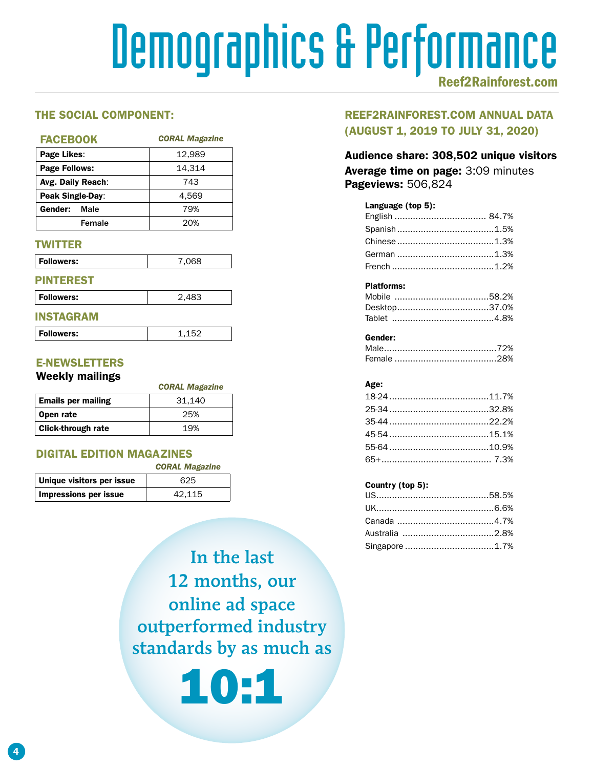# Demographics & Performance

**Reef2Rainforest.com**

## THE SOCIAL COMPONENT:

### FACEBOOK

| | *CORAL Magazine* |
|---|---|
| **Page Likes**: | 12,989 |
| **Page Follows:** | 14,314 |
| **Avg. Daily Reach**: | 743 |
| **Peak Single-Day**: | 4,569 |
| **Gender: Male** | 79% |
| **Female** | 20% |

### TWITTER

| | |
|---|---|
| **Followers:** | 7,068 |

### PINTEREST

| | |
|---|---|
| **Followers:** | 2,483 |

### INSTAGRAM

| | |
|---|---|
| **Followers:** | 1,152 |

### E-NEWSLETTERS

**Weekly mailings**

| | *CORAL Magazine* |
|---|---|
| **Emails per mailing** | 31,140 |
| **Open rate** | 25% |
| **Click-through rate** | 19% |

### DIGITAL EDITION MAGAZINES

| | *CORAL Magazine* |
|---|---|
| **Unique visitors per issue** | 625 |
| **Impressions per issue** | 42,115 |

In the last 12 months, our online ad space outperformed industry standards by as much as

**10:1**

## REEF2RAINFOREST.COM ANNUAL DATA (AUGUST 1, 2019 TO JULY 31, 2020)

**Audience share: 308,502 unique visitors**
**Average time on page:** 3:09 minutes
**Pageviews:** 506,824

**Language (top 5):**
- English .................................. 84.7%
- Spanish ....................................1.5%
- Chinese ....................................1.3%
- German ....................................1.3%
- French ......................................1.2%

**Platforms:**
- Mobile ...................................58.2%
- Desktop...................................37.0%
- Tablet ......................................4.8%

**Gender:**
- Male..........................................72%
- Female ......................................28%

**Age:**
- 18-24 .....................................11.7%
- 25-34 .....................................32.8%
- 35-44 .....................................22.2%
- 45-54 .....................................15.1%
- 55-64 .....................................10.9%
- 65+......................................... 7.3%

**Country (top 5):**
- US..........................................58.5%
- UK............................................6.6%
- Canada ....................................4.7%
- Australia ..................................2.8%
- Singapore .................................1.7%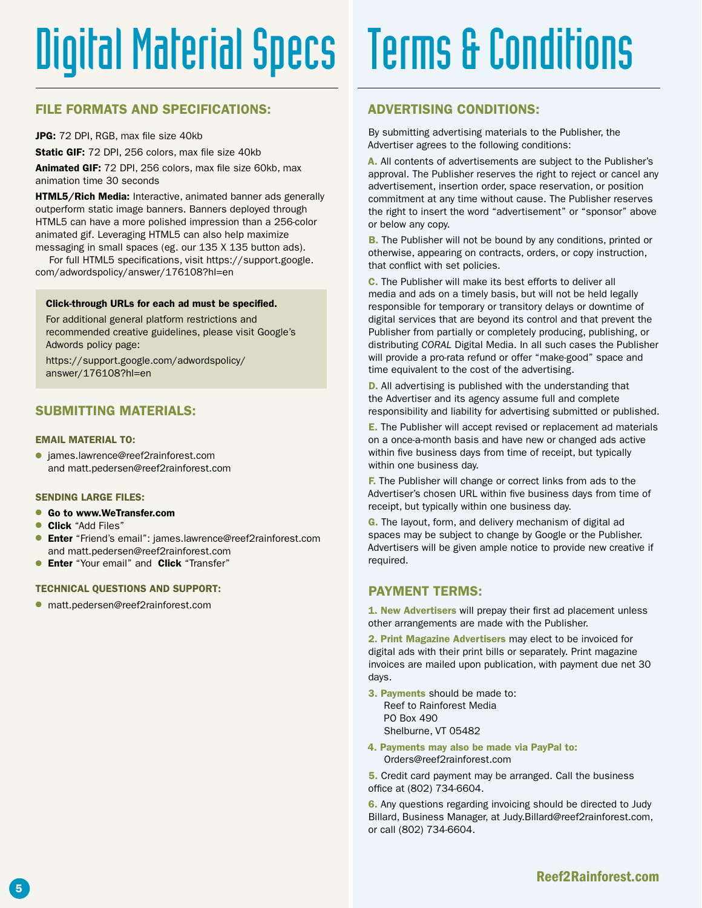# Digital Material Specs

## FILE FORMATS AND SPECIFICATIONS:

**JPG:** 72 DPI, RGB, max file size 40kb

**Static GIF:** 72 DPI, 256 colors, max file size 40kb

**Animated GIF:** 72 DPI, 256 colors, max file size 60kb, max animation time 30 seconds

**HTML5/Rich Media:** Interactive, animated banner ads generally outperform static image banners. Banners deployed through HTML5 can have a more polished impression than a 256-color animated gif. Leveraging HTML5 can also help maximize messaging in small spaces (eg. our 135 X 135 button ads).

For full HTML5 specifications, visit https://support.google.com/adwordspolicy/answer/176108?hl=en

**Click-through URLs for each ad must be specified.**

For additional general platform restrictions and recommended creative guidelines, please visit Google's Adwords policy page:

https://support.google.com/adwordspolicy/answer/176108?hl=en

## SUBMITTING MATERIALS:

### EMAIL MATERIAL TO:

- james.lawrence@reef2rainforest.com and matt.pedersen@reef2rainforest.com

### SENDING LARGE FILES:

- **Go to www.WeTransfer.com**
- **Click** "Add Files"
- **Enter** "Friend's email": james.lawrence@reef2rainforest.com and matt.pedersen@reef2rainforest.com
- **Enter** "Your email" and **Click** "Transfer"

### TECHNICAL QUESTIONS AND SUPPORT:

- matt.pedersen@reef2rainforest.com

# Terms & Conditions

## ADVERTISING CONDITIONS:

By submitting advertising materials to the Publisher, the Advertiser agrees to the following conditions:

**A.** All contents of advertisements are subject to the Publisher's approval. The Publisher reserves the right to reject or cancel any advertisement, insertion order, space reservation, or position commitment at any time without cause. The Publisher reserves the right to insert the word "advertisement" or "sponsor" above or below any copy.

**B.** The Publisher will not be bound by any conditions, printed or otherwise, appearing on contracts, orders, or copy instruction, that conflict with set policies.

**C.** The Publisher will make its best efforts to deliver all media and ads on a timely basis, but will not be held legally responsible for temporary or transitory delays or downtime of digital services that are beyond its control and that prevent the Publisher from partially or completely producing, publishing, or distributing *CORAL* Digital Media. In all such cases the Publisher will provide a pro-rata refund or offer "make-good" space and time equivalent to the cost of the advertising.

**D.** All advertising is published with the understanding that the Advertiser and its agency assume full and complete responsibility and liability for advertising submitted or published.

**E.** The Publisher will accept revised or replacement ad materials on a once-a-month basis and have new or changed ads active within five business days from time of receipt, but typically within one business day.

**F.** The Publisher will change or correct links from ads to the Advertiser's chosen URL within five business days from time of receipt, but typically within one business day.

**G.** The layout, form, and delivery mechanism of digital ad spaces may be subject to change by Google or the Publisher. Advertisers will be given ample notice to provide new creative if required.

## PAYMENT TERMS:

**1. New Advertisers** will prepay their first ad placement unless other arrangements are made with the Publisher.

**2. Print Magazine Advertisers** may elect to be invoiced for digital ads with their print bills or separately. Print magazine invoices are mailed upon publication, with payment due net 30 days.

**3. Payments** should be made to:
Reef to Rainforest Media
PO Box 490
Shelburne, VT 05482

**4. Payments may also be made via PayPal to:**
Orders@reef2rainforest.com

**5.** Credit card payment may be arranged. Call the business office at (802) 734-6604.

**6.** Any questions regarding invoicing should be directed to Judy Billard, Business Manager, at Judy.Billard@reef2rainforest.com, or call (802) 734-6604.